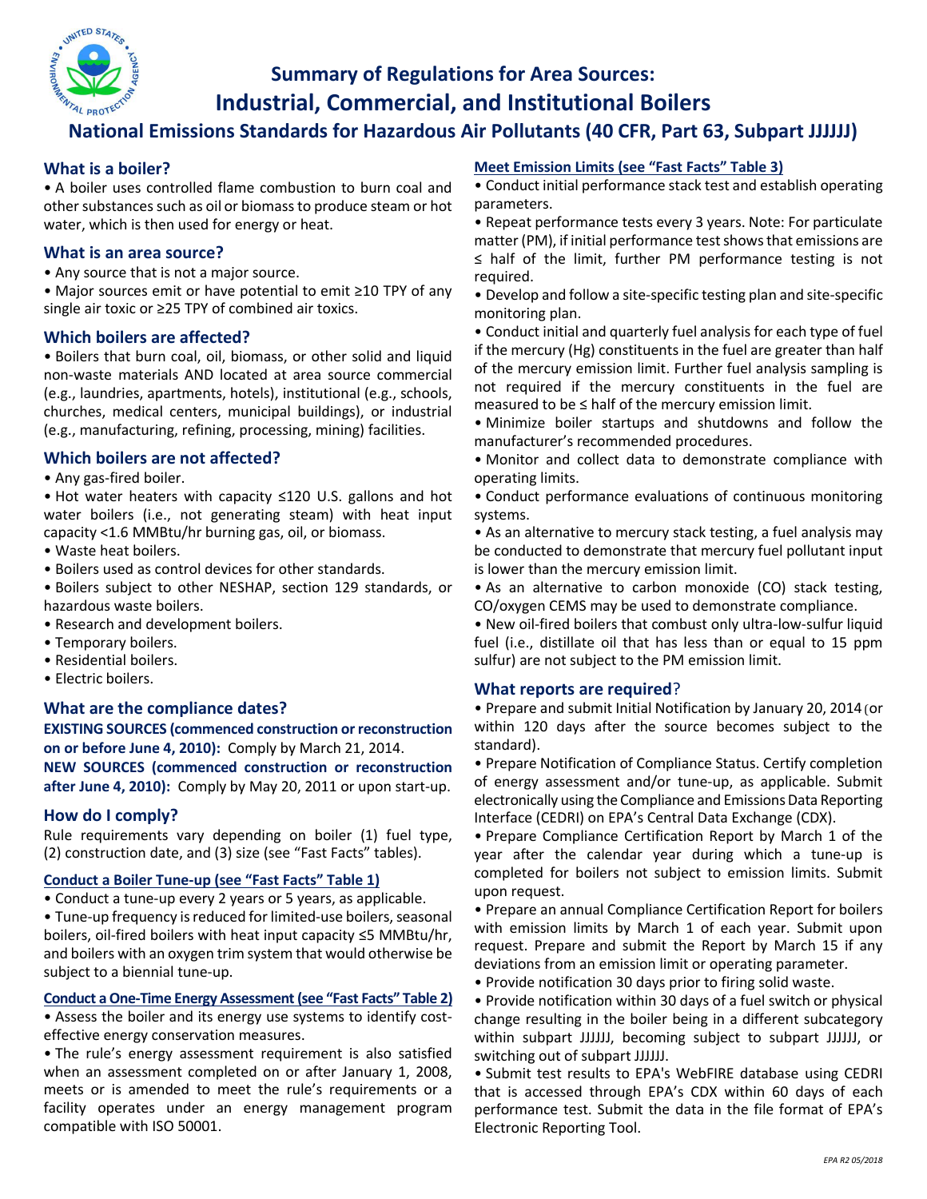# Summary of Regulations for Area Sources: Industrial, Commercial, and Institutional Boilers

## National Emissions Standards for Hazardous Air Pollutants (40 CFR, Part 63, Subpart JJJJJJ)

### What is a boiler?

- A boiler uses controlled flame combustion to burn coal and other substances such as oil or biomass to produce steam or hot water, which is then used for energy or heat.

### What is an area source?

- Any source that is not a major source.
- Major sources emit or have potential to emit ≥10 TPY of any single air toxic or ≥25 TPY of combined air toxics.

### Which boilers are affected?

- Boilers that burn coal, oil, biomass, or other solid and liquid non-waste materials AND located at area source commercial (e.g., laundries, apartments, hotels), institutional (e.g., schools, churches, medical centers, municipal buildings), or industrial (e.g., manufacturing, refining, processing, mining) facilities.

### Which boilers are not affected?

- Any gas-fired boiler.
- Hot water heaters with capacity ≤120 U.S. gallons and hot water boilers (i.e., not generating steam) with heat input capacity <1.6 MMBtu/hr burning gas, oil, or biomass.
- Waste heat boilers.
- Boilers used as control devices for other standards.
- Boilers subject to other NESHAP, section 129 standards, or hazardous waste boilers.
- Research and development boilers.
- Temporary boilers.
- Residential boilers.
- Electric boilers.

### What are the compliance dates?

**EXISTING SOURCES (commenced construction or reconstruction on or before June 4, 2010):** Comply by March 21, 2014.

**NEW SOURCES (commenced construction or reconstruction after June 4, 2010):** Comply by May 20, 2011 or upon start-up.

### How do I comply?

Rule requirements vary depending on boiler (1) fuel type, (2) construction date, and (3) size (see "Fast Facts" tables).

#### Conduct a Boiler Tune-up (see "Fast Facts" Table 1)

- Conduct a tune-up every 2 years or 5 years, as applicable.
- Tune-up frequency is reduced for limited-use boilers, seasonal boilers, oil-fired boilers with heat input capacity ≤5 MMBtu/hr, and boilers with an oxygen trim system that would otherwise be subject to a biennial tune-up.

#### Conduct a One-Time Energy Assessment (see "Fast Facts" Table 2)

- Assess the boiler and its energy use systems to identify cost-effective energy conservation measures.
- The rule's energy assessment requirement is also satisfied when an assessment completed on or after January 1, 2008, meets or is amended to meet the rule's requirements or a facility operates under an energy management program compatible with ISO 50001.

#### Meet Emission Limits (see "Fast Facts" Table 3)

- Conduct initial performance stack test and establish operating parameters.
- Repeat performance tests every 3 years. Note: For particulate matter (PM), if initial performance test shows that emissions are ≤ half of the limit, further PM performance testing is not required.
- Develop and follow a site-specific testing plan and site-specific monitoring plan.
- Conduct initial and quarterly fuel analysis for each type of fuel if the mercury (Hg) constituents in the fuel are greater than half of the mercury emission limit. Further fuel analysis sampling is not required if the mercury constituents in the fuel are measured to be ≤ half of the mercury emission limit.
- Minimize boiler startups and shutdowns and follow the manufacturer's recommended procedures.
- Monitor and collect data to demonstrate compliance with operating limits.
- Conduct performance evaluations of continuous monitoring systems.
- As an alternative to mercury stack testing, a fuel analysis may be conducted to demonstrate that mercury fuel pollutant input is lower than the mercury emission limit.
- As an alternative to carbon monoxide (CO) stack testing, CO/oxygen CEMS may be used to demonstrate compliance.
- New oil-fired boilers that combust only ultra-low-sulfur liquid fuel (i.e., distillate oil that has less than or equal to 15 ppm sulfur) are not subject to the PM emission limit.

### What reports are required?

- Prepare and submit Initial Notification by January 20, 2014 (or within 120 days after the source becomes subject to the standard).
- Prepare Notification of Compliance Status. Certify completion of energy assessment and/or tune-up, as applicable. Submit electronically using the Compliance and Emissions Data Reporting Interface (CEDRI) on EPA's Central Data Exchange (CDX).
- Prepare Compliance Certification Report by March 1 of the year after the calendar year during which a tune-up is completed for boilers not subject to emission limits. Submit upon request.
- Prepare an annual Compliance Certification Report for boilers with emission limits by March 1 of each year. Submit upon request. Prepare and submit the Report by March 15 if any deviations from an emission limit or operating parameter.
- Provide notification 30 days prior to firing solid waste.
- Provide notification within 30 days of a fuel switch or physical change resulting in the boiler being in a different subcategory within subpart JJJJJJ, becoming subject to subpart JJJJJJ, or switching out of subpart JJJJJJ.
- Submit test results to EPA's WebFIRE database using CEDRI that is accessed through EPA's CDX within 60 days of each performance test. Submit the data in the file format of EPA's Electronic Reporting Tool.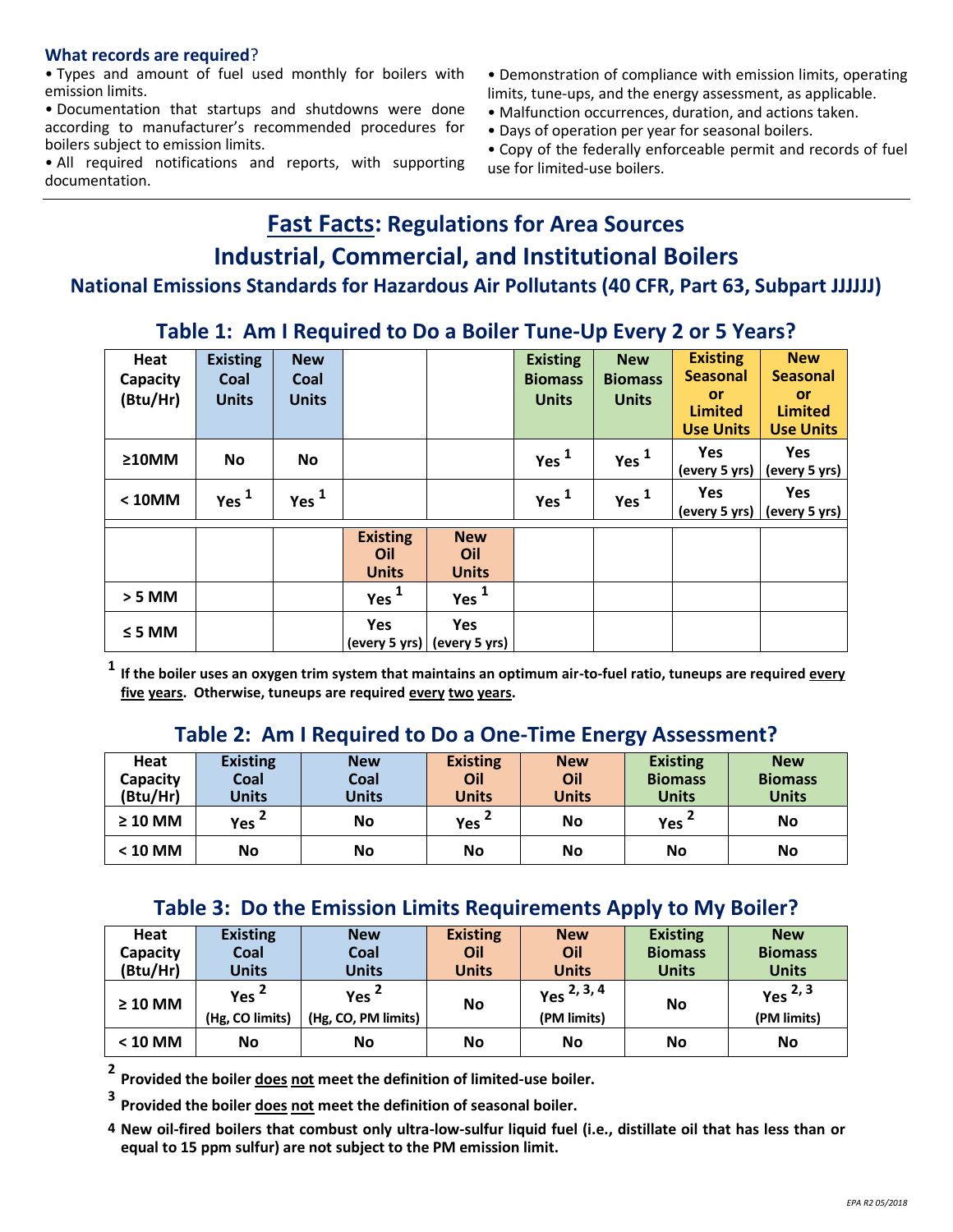**What records are required?**

- Types and amount of fuel used monthly for boilers with emission limits.
- Documentation that startups and shutdowns were done according to manufacturer's recommended procedures for boilers subject to emission limits.
- All required notifications and reports, with supporting documentation.
- Demonstration of compliance with emission limits, operating limits, tune-ups, and the energy assessment, as applicable.
- Malfunction occurrences, duration, and actions taken.
- Days of operation per year for seasonal boilers.
- Copy of the federally enforceable permit and records of fuel use for limited-use boilers.

# Fast Facts: Regulations for Area Sources Industrial, Commercial, and Institutional Boilers

## National Emissions Standards for Hazardous Air Pollutants (40 CFR, Part 63, Subpart JJJJJJ)

### Table 1: Am I Required to Do a Boiler Tune-Up Every 2 or 5 Years?

| Heat Capacity (Btu/Hr) | Existing Coal Units | New Coal Units | | | Existing Biomass Units | New Biomass Units | Existing Seasonal or Limited Use Units | New Seasonal or Limited Use Units |
|---|---|---|---|---|---|---|---|---|
| ≥10MM | No | No | | | Yes [1] | Yes [1] | Yes (every 5 yrs) | Yes (every 5 yrs) |
| < 10MM | Yes [1] | Yes [1] | | | Yes [1] | Yes [1] | Yes (every 5 yrs) | Yes (every 5 yrs) |
| | | | Existing Oil Units | New Oil Units | | | | |
| > 5 MM | | | Yes [1] | Yes [1] | | | | |
| ≤ 5 MM | | | Yes (every 5 yrs) | Yes (every 5 yrs) | | | | |

[1] **If the boiler uses an oxygen trim system that maintains an optimum air-to-fuel ratio, tuneups are required every five years. Otherwise, tuneups are required every two years.**

### Table 2: Am I Required to Do a One-Time Energy Assessment?

| Heat Capacity (Btu/Hr) | Existing Coal Units | New Coal Units | Existing Oil Units | New Oil Units | Existing Biomass Units | New Biomass Units |
|---|---|---|---|---|---|---|
| ≥ 10 MM | Yes [2] | No | Yes [2] | No | Yes [2] | No |
| < 10 MM | No | No | No | No | No | No |

### Table 3: Do the Emission Limits Requirements Apply to My Boiler?

| Heat Capacity (Btu/Hr) | Existing Coal Units | New Coal Units | Existing Oil Units | New Oil Units | Existing Biomass Units | New Biomass Units |
|---|---|---|---|---|---|---|
| ≥ 10 MM | Yes [2] (Hg, CO limits) | Yes [2] (Hg, CO, PM limits) | No | Yes [2, 3, 4] (PM limits) | No | Yes [2, 3] (PM limits) |
| < 10 MM | No | No | No | No | No | No |

[2] **Provided the boiler does not meet the definition of limited-use boiler.**

[3] **Provided the boiler does not meet the definition of seasonal boiler.**

[4] **New oil-fired boilers that combust only ultra-low-sulfur liquid fuel (i.e., distillate oil that has less than or equal to 15 ppm sulfur) are not subject to the PM emission limit.**

EPA R2 05/2018